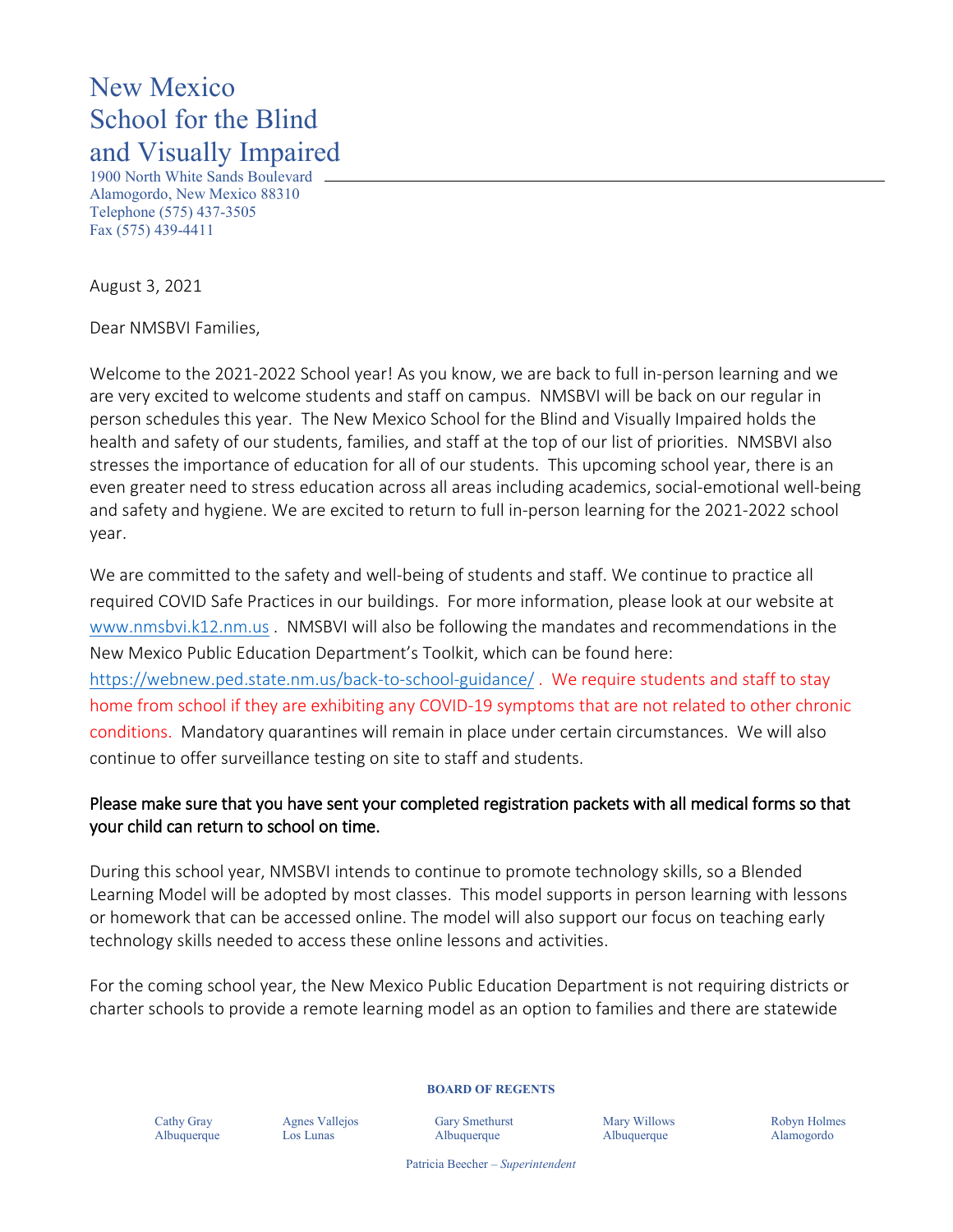# New Mexico School for the Blind and Visually Impaired

1900 North White Sands Boulevard
Alamogordo, New Mexico 88310
Telephone (575) 437-3505
Fax (575) 439-4411

August 3, 2021

Dear NMSBVI Families,

Welcome to the 2021-2022 School year! As you know, we are back to full in-person learning and we are very excited to welcome students and staff on campus. NMSBVI will be back on our regular in person schedules this year. The New Mexico School for the Blind and Visually Impaired holds the health and safety of our students, families, and staff at the top of our list of priorities. NMSBVI also stresses the importance of education for all of our students. This upcoming school year, there is an even greater need to stress education across all areas including academics, social-emotional well-being and safety and hygiene. We are excited to return to full in-person learning for the 2021-2022 school year.

We are committed to the safety and well-being of students and staff. We continue to practice all required COVID Safe Practices in our buildings. For more information, please look at our website at www.nmsbvi.k12.nm.us . NMSBVI will also be following the mandates and recommendations in the New Mexico Public Education Department's Toolkit, which can be found here: https://webnew.ped.state.nm.us/back-to-school-guidance/ . We require students and staff to stay home from school if they are exhibiting any COVID-19 symptoms that are not related to other chronic conditions. Mandatory quarantines will remain in place under certain circumstances. We will also continue to offer surveillance testing on site to staff and students.

**Please make sure that you have sent your completed registration packets with all medical forms so that your child can return to school on time.**

During this school year, NMSBVI intends to continue to promote technology skills, so a Blended Learning Model will be adopted by most classes. This model supports in person learning with lessons or homework that can be accessed online. The model will also support our focus on teaching early technology skills needed to access these online lessons and activities.

For the coming school year, the New Mexico Public Education Department is not requiring districts or charter schools to provide a remote learning model as an option to families and there are statewide

**BOARD OF REGENTS**

| Cathy Gray | Agnes Vallejos | Gary Smethurst | Mary Willows | Robyn Holmes |
|---|---|---|---|---|
| Albuquerque | Los Lunas | Albuquerque | Albuquerque | Alamogordo |

Patricia Beecher – *Superintendent*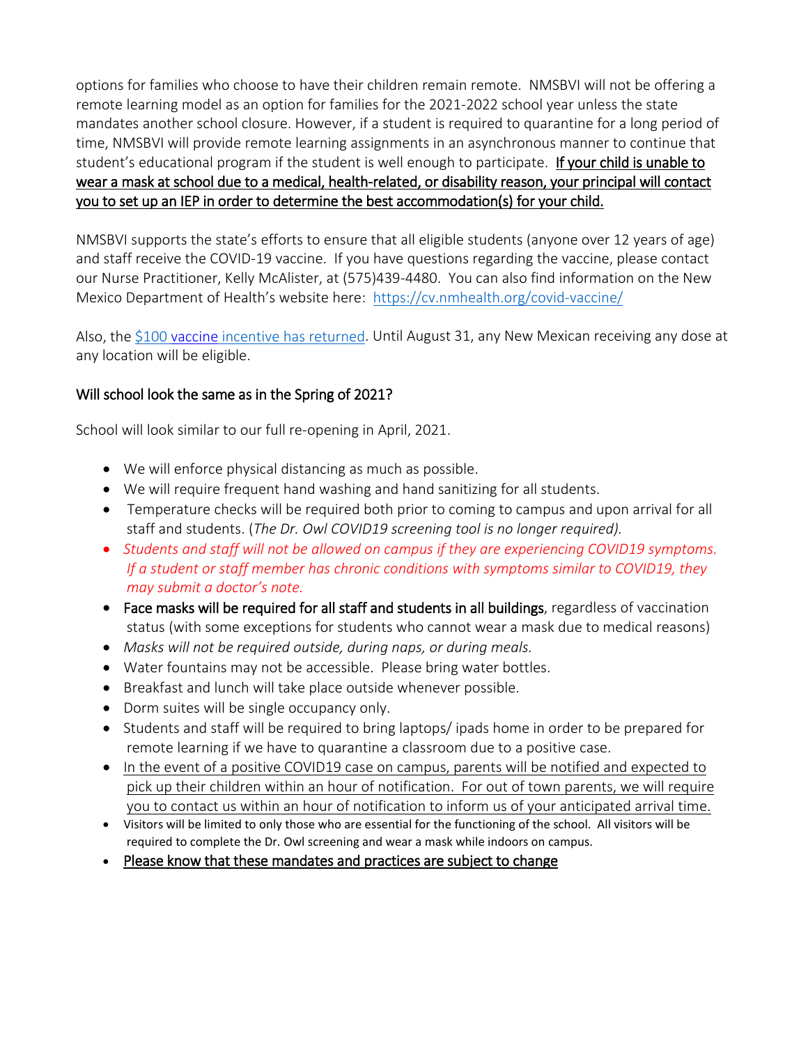options for families who choose to have their children remain remote. NMSBVI will not be offering a remote learning model as an option for families for the 2021-2022 school year unless the state mandates another school closure. However, if a student is required to quarantine for a long period of time, NMSBVI will provide remote learning assignments in an asynchronous manner to continue that student's educational program if the student is well enough to participate. <u>If your child is unable to wear a mask at school due to a medical, health-related, or disability reason, your principal will contact you to set up an IEP in order to determine the best accommodation(s) for your child.</u>

NMSBVI supports the state's efforts to ensure that all eligible students (anyone over 12 years of age) and staff receive the COVID-19 vaccine. If you have questions regarding the vaccine, please contact our Nurse Practitioner, Kelly McAlister, at (575)439-4480. You can also find information on the New Mexico Department of Health's website here: [https://cv.nmhealth.org/covid-vaccine/](https://cv.nmhealth.org/covid-vaccine/)

Also, the [$100 vaccine incentive has returned](). Until August 31, any New Mexican receiving any dose at any location will be eligible.

### Will school look the same as in the Spring of 2021?

School will look similar to our full re-opening in April, 2021.

- We will enforce physical distancing as much as possible.
- We will require frequent hand washing and hand sanitizing for all students.
- Temperature checks will be required both prior to coming to campus and upon arrival for all staff and students. (*The Dr. Owl COVID19 screening tool is no longer required).*
- *Students and staff will not be allowed on campus if they are experiencing COVID19 symptoms. If a student or staff member has chronic conditions with symptoms similar to COVID19, they may submit a doctor's note.*
- **Face masks will be required for all staff and students in all buildings**, regardless of vaccination status (with some exceptions for students who cannot wear a mask due to medical reasons)
- *Masks will not be required outside, during naps, or during meals.*
- Water fountains may not be accessible. Please bring water bottles.
- Breakfast and lunch will take place outside whenever possible.
- Dorm suites will be single occupancy only.
- Students and staff will be required to bring laptops/ ipads home in order to be prepared for remote learning if we have to quarantine a classroom due to a positive case.
- <u>In the event of a positive COVID19 case on campus, parents will be notified and expected to pick up their children within an hour of notification. For out of town parents, we will require you to contact us within an hour of notification to inform us of your anticipated arrival time.</u>
- Visitors will be limited to only those who are essential for the functioning of the school. All visitors will be required to complete the Dr. Owl screening and wear a mask while indoors on campus.
- <u>Please know that these mandates and practices are subject to change</u>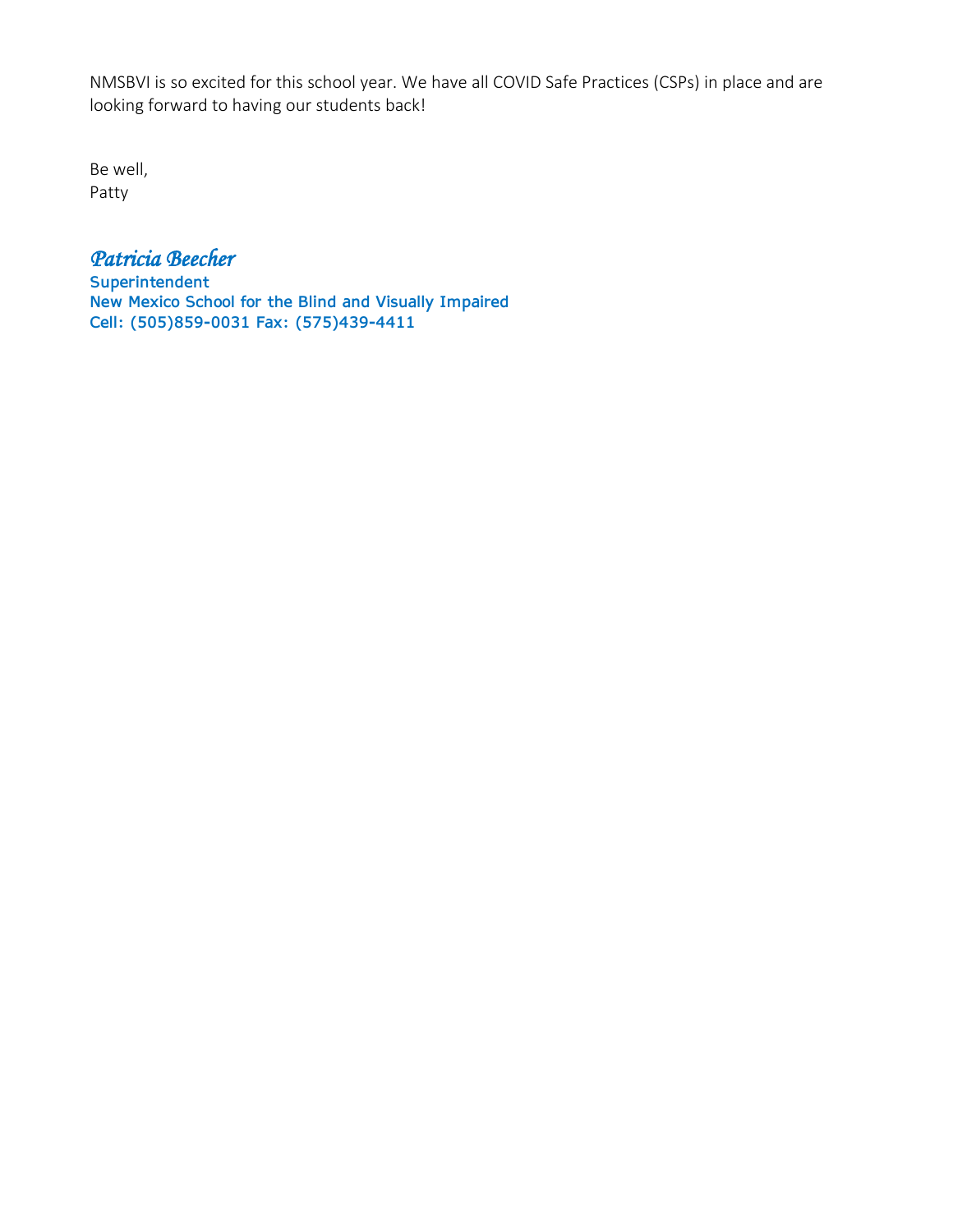NMSBVI is so excited for this school year. We have all COVID Safe Practices (CSPs) in place and are looking forward to having our students back!

Be well,
Patty

*Patricia Beecher*
Superintendent
New Mexico School for the Blind and Visually Impaired
Cell: (505)859-0031 Fax: (575)439-4411